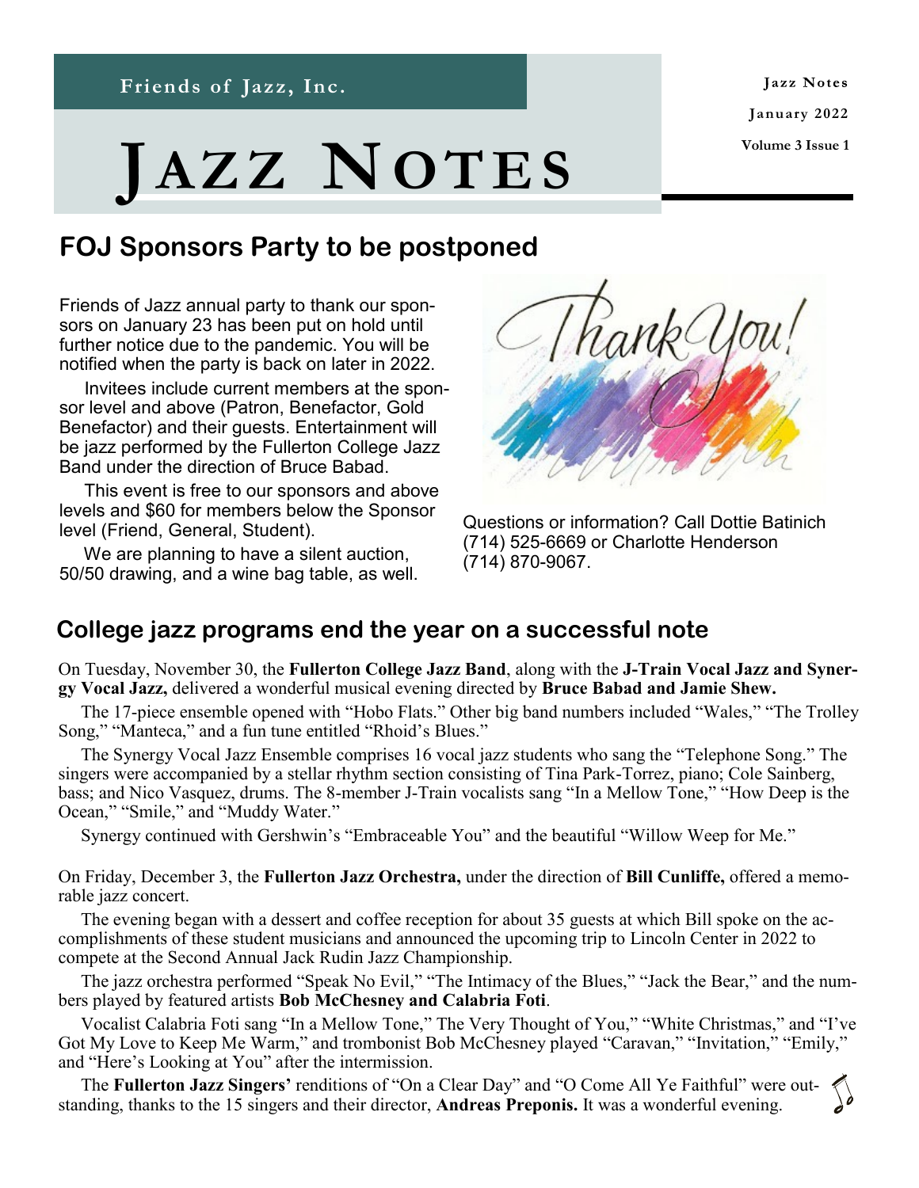Friends of Jazz, Inc.

# Jazz Notes

Jazz Notes

January 2022

Volume 3 Issue 1

## FOJ Sponsors Party to be postponed

Friends of Jazz annual party to thank our sponsors on January 23 has been put on hold until further notice due to the pandemic. You will be notified when the party is back on later in 2022.

Invitees include current members at the sponsor level and above (Patron, Benefactor, Gold Benefactor) and their guests. Entertainment will be jazz performed by the Fullerton College Jazz Band under the direction of Bruce Babad.

This event is free to our sponsors and above levels and $60 for members below the Sponsor level (Friend, General, Student).

We are planning to have a silent auction, 50/50 drawing, and a wine bag table, as well.

Questions or information? Call Dottie Batinich (714) 525-6669 or Charlotte Henderson (714) 870-9067.

## College jazz programs end the year on a successful note

On Tuesday, November 30, the **Fullerton College Jazz Band**, along with the **J-Train Vocal Jazz and Synergy Vocal Jazz,** delivered a wonderful musical evening directed by **Bruce Babad and Jamie Shew.**

The 17-piece ensemble opened with "Hobo Flats." Other big band numbers included "Wales," "The Trolley Song," "Manteca," and a fun tune entitled "Rhoid's Blues."

The Synergy Vocal Jazz Ensemble comprises 16 vocal jazz students who sang the "Telephone Song." The singers were accompanied by a stellar rhythm section consisting of Tina Park-Torrez, piano; Cole Sainberg, bass; and Nico Vasquez, drums. The 8-member J-Train vocalists sang "In a Mellow Tone," "How Deep is the Ocean," "Smile," and "Muddy Water."

Synergy continued with Gershwin's "Embraceable You" and the beautiful "Willow Weep for Me."

On Friday, December 3, the **Fullerton Jazz Orchestra,** under the direction of **Bill Cunliffe,** offered a memorable jazz concert.

The evening began with a dessert and coffee reception for about 35 guests at which Bill spoke on the accomplishments of these student musicians and announced the upcoming trip to Lincoln Center in 2022 to compete at the Second Annual Jack Rudin Jazz Championship.

The jazz orchestra performed "Speak No Evil," "The Intimacy of the Blues," "Jack the Bear," and the numbers played by featured artists **Bob McChesney and Calabria Foti**.

Vocalist Calabria Foti sang "In a Mellow Tone," The Very Thought of You," "White Christmas," and "I've Got My Love to Keep Me Warm," and trombonist Bob McChesney played "Caravan," "Invitation," "Emily," and "Here's Looking at You" after the intermission.

The **Fullerton Jazz Singers'** renditions of "On a Clear Day" and "O Come All Ye Faithful" were outstanding, thanks to the 15 singers and their director, **Andreas Preponis.** It was a wonderful evening.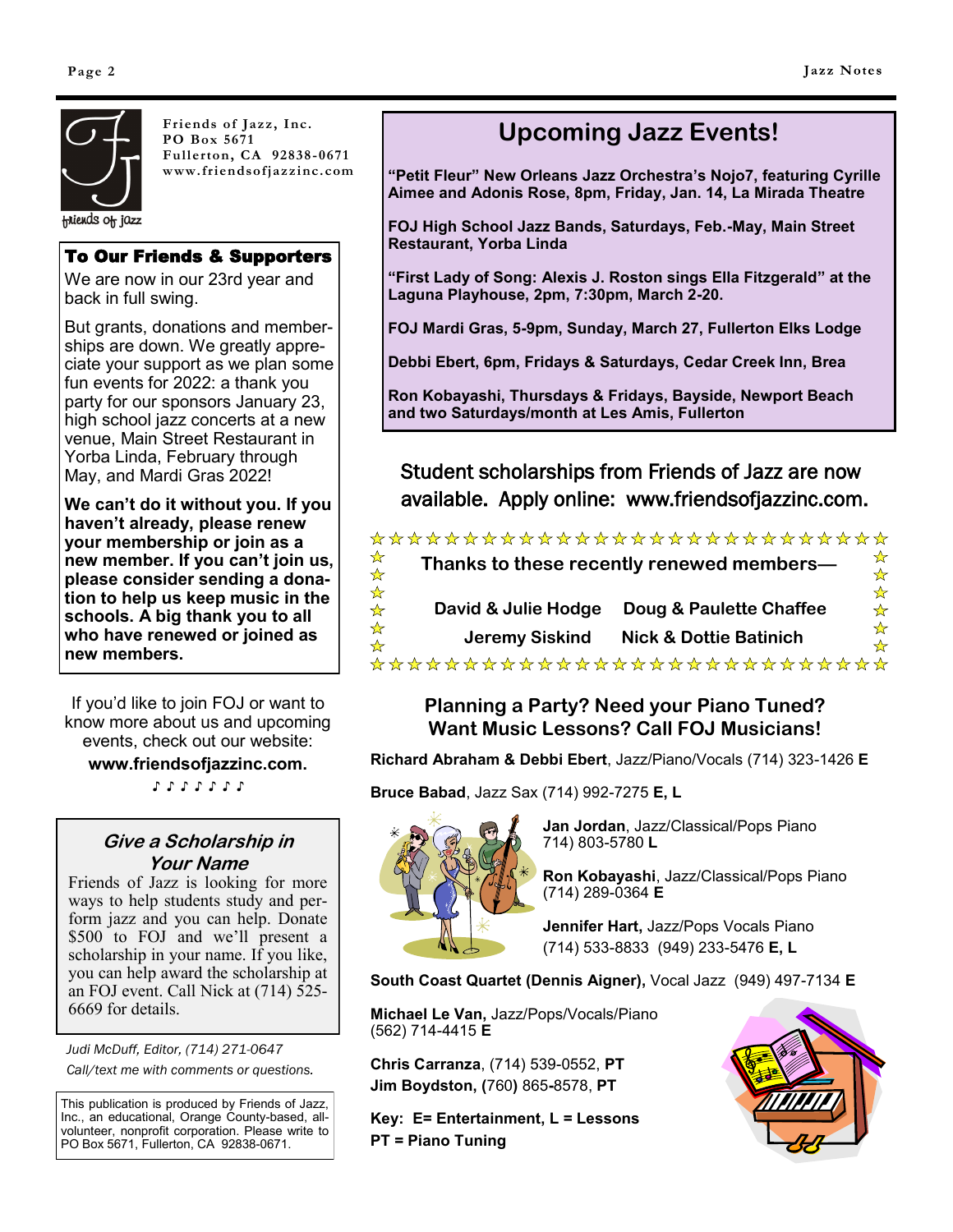Friends of Jazz, Inc.
PO Box 5671
Fullerton, CA 92838-0671
www.friendsofjazzinc.com

friends of jazz

## To Our Friends & Supporters

We are now in our 23rd year and back in full swing.

But grants, donations and memberships are down. We greatly appreciate your support as we plan some fun events for 2022: a thank you party for our sponsors January 23, high school jazz concerts at a new venue, Main Street Restaurant in Yorba Linda, February through May, and Mardi Gras 2022!

**We can't do it without you. If you haven't already, please renew your membership or join as a new member. If you can't join us, please consider sending a donation to help us keep music in the schools. A big thank you to all who have renewed or joined as new members.**

If you'd like to join FOJ or want to know more about us and upcoming events, check out our website:

**www.friendsofjazzinc.com.**

♪ ♪ ♪ ♪ ♪ ♪ ♪

## *Give a Scholarship in Your Name*

Friends of Jazz is looking for more ways to help students study and perform jazz and you can help. Donate $500 to FOJ and we'll present a scholarship in your name. If you like, you can help award the scholarship at an FOJ event. Call Nick at (714) 525-6669 for details.

*Judi McDuff, Editor, (714) 271-0647*
*Call/text me with comments or questions.*

This publication is produced by Friends of Jazz, Inc., an educational, Orange County-based, all-volunteer, nonprofit corporation. Please write to PO Box 5671, Fullerton, CA 92838-0671.

## Upcoming Jazz Events!

**"Petit Fleur" New Orleans Jazz Orchestra's Nojo7, featuring Cyrille Aimee and Adonis Rose, 8pm, Friday, Jan. 14, La Mirada Theatre**

**FOJ High School Jazz Bands, Saturdays, Feb.-May, Main Street Restaurant, Yorba Linda**

**"First Lady of Song: Alexis J. Roston sings Ella Fitzgerald" at the Laguna Playhouse, 2pm, 7:30pm, March 2-20.**

**FOJ Mardi Gras, 5-9pm, Sunday, March 27, Fullerton Elks Lodge**

**Debbi Ebert, 6pm, Fridays & Saturdays, Cedar Creek Inn, Brea**

**Ron Kobayashi, Thursdays & Fridays, Bayside, Newport Beach and two Saturdays/month at Les Amis, Fullerton**

Student scholarships from Friends of Jazz are now available. Apply online: www.friendsofjazzinc.com.

**Thanks to these recently renewed members—**

**David & Julie Hodge** **Doug & Paulette Chaffee**
**Jeremy Siskind** **Nick & Dottie Batinich**

### Planning a Party? Need your Piano Tuned? Want Music Lessons? Call FOJ Musicians!

**Richard Abraham & Debbi Ebert**, Jazz/Piano/Vocals (714) 323-1426 **E**

**Bruce Babad**, Jazz Sax (714) 992-7275 **E, L**

**Jan Jordan**, Jazz/Classical/Pops Piano 714) 803-5780 **L**

**Ron Kobayashi**, Jazz/Classical/Pops Piano (714) 289-0364 **E**

**Jennifer Hart,** Jazz/Pops Vocals Piano (714) 533-8833 (949) 233-5476 **E, L**

**South Coast Quartet (Dennis Aigner),** Vocal Jazz (949) 497-7134 **E**

**Michael Le Van,** Jazz/Pops/Vocals/Piano (562) 714-4415 **E**

**Chris Carranza**, (714) 539-0552, **PT**
**Jim Boydston, (**760**)** 865**-**8578, **PT**

**Key: E= Entertainment, L = Lessons**
**PT = Piano Tuning**